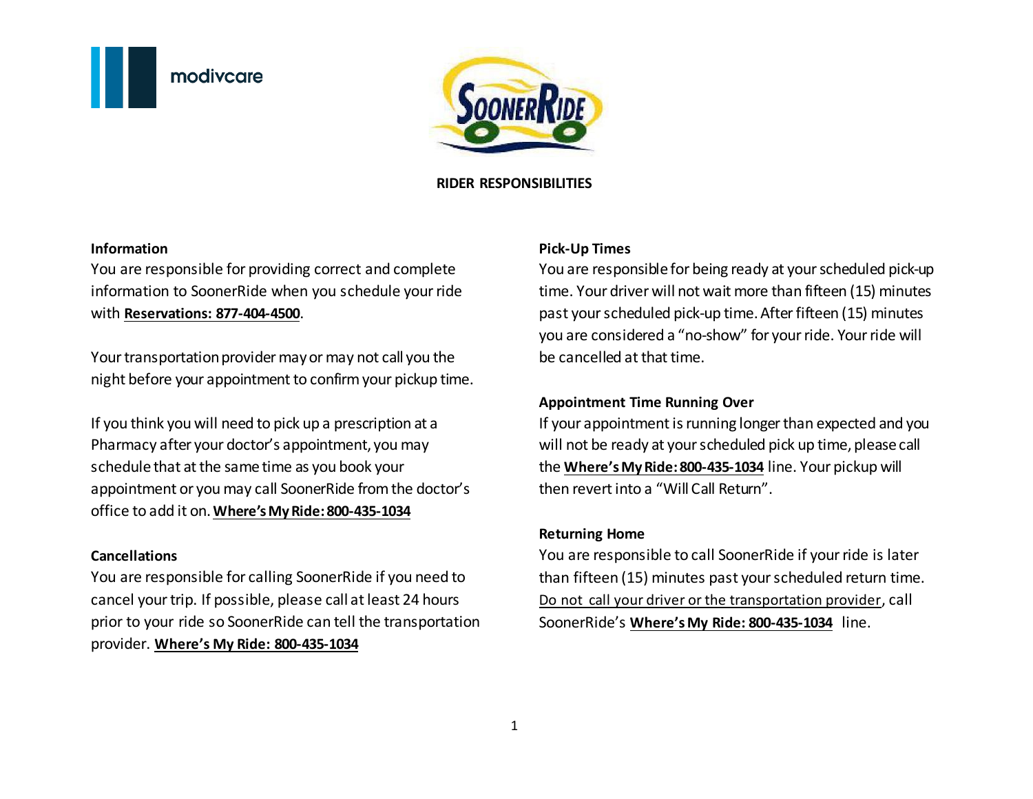# RIDER RESPONSIBILITIES

## Information

You are responsible for providing correct and complete information to SoonerRide when you schedule your ride with **Reservations: 877-404-4500**.

Your transportation provider may or may not call you the night before your appointment to confirm your pickup time.

If you think you will need to pick up a prescription at a Pharmacy after your doctor's appointment, you may schedule that at the same time as you book your appointment or you may call SoonerRide from the doctor's office to add it on. **Where's My Ride: 800-435-1034**

## Cancellations

You are responsible for calling SoonerRide if you need to cancel your trip. If possible, please call at least 24 hours prior to your ride so SoonerRide can tell the transportation provider. **Where's My Ride: 800-435-1034**

## Pick-Up Times

You are responsible for being ready at your scheduled pick-up time. Your driver will not wait more than fifteen (15) minutes past your scheduled pick-up time. After fifteen (15) minutes you are considered a "no-show" for your ride. Your ride will be cancelled at that time.

## Appointment Time Running Over

If your appointment is running longer than expected and you will not be ready at your scheduled pick up time, please call the **Where's My Ride: 800-435-1034** line. Your pickup will then revert into a "Will Call Return".

## Returning Home

You are responsible to call SoonerRide if your ride is later than fifteen (15) minutes past your scheduled return time. Do not call your driver or the transportation provider, call SoonerRide's **Where's My Ride: 800-435-1034** line.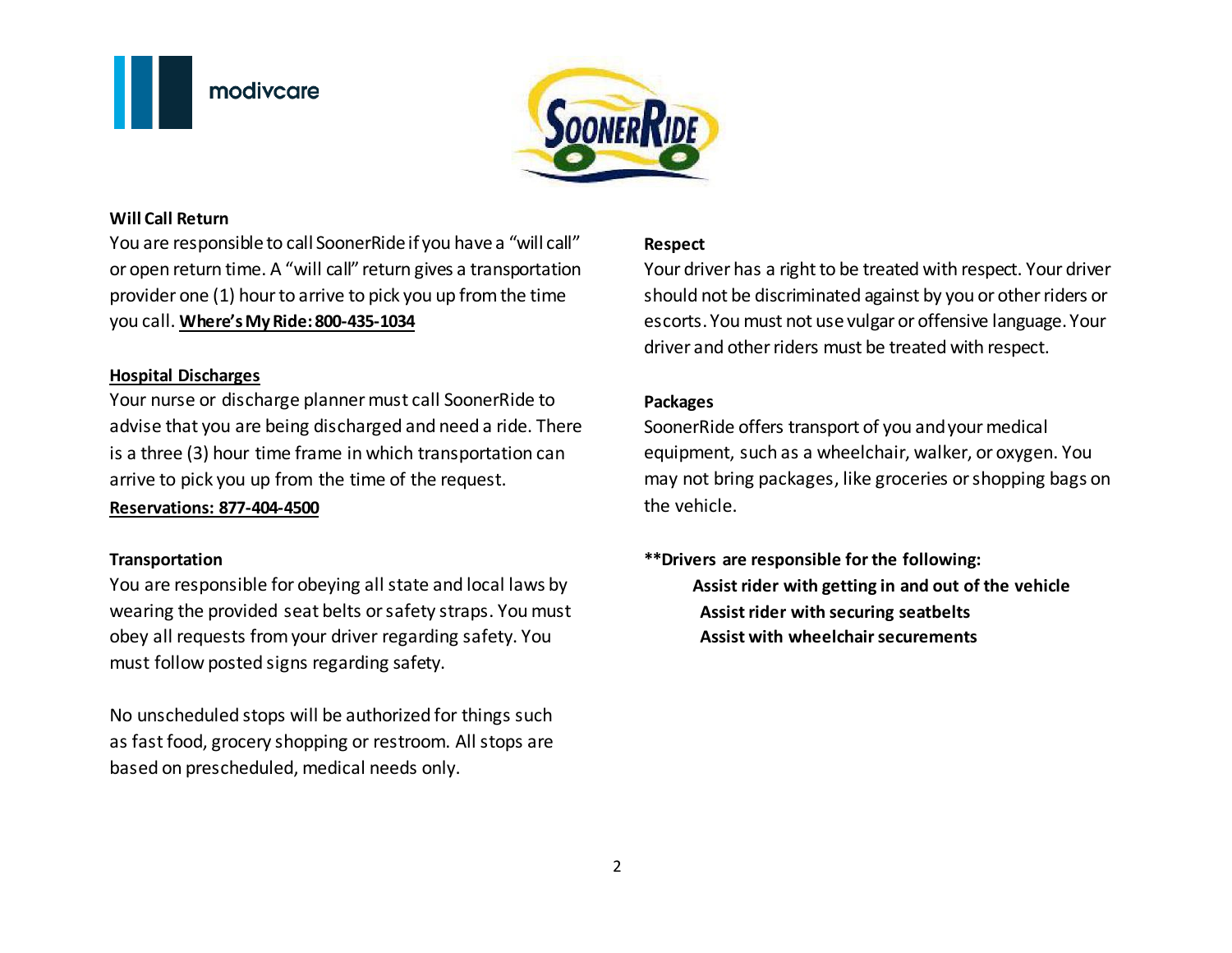**Will Call Return**

You are responsible to call SoonerRide if you have a "will call" or open return time. A "will call" return gives a transportation provider one (1) hour to arrive to pick you up from the time you call. **Where's My Ride: 800-435-1034**

**Hospital Discharges**

Your nurse or discharge planner must call SoonerRide to advise that you are being discharged and need a ride. There is a three (3) hour time frame in which transportation can arrive to pick you up from the time of the request.

**Reservations: 877-404-4500**

**Transportation**

You are responsible for obeying all state and local laws by wearing the provided seat belts or safety straps. You must obey all requests from your driver regarding safety. You must follow posted signs regarding safety.

No unscheduled stops will be authorized for things such as fast food, grocery shopping or restroom. All stops are based on prescheduled, medical needs only.

**Respect**

Your driver has a right to be treated with respect. Your driver should not be discriminated against by you or other riders or escorts. You must not use vulgar or offensive language. Your driver and other riders must be treated with respect.

**Packages**

SoonerRide offers transport of you and your medical equipment, such as a wheelchair, walker, or oxygen. You may not bring packages, like groceries or shopping bags on the vehicle.

**\*\*Drivers are responsible for the following:**

**Assist rider with getting in and out of the vehicle**

**Assist rider with securing seatbelts**

**Assist with wheelchair securements**